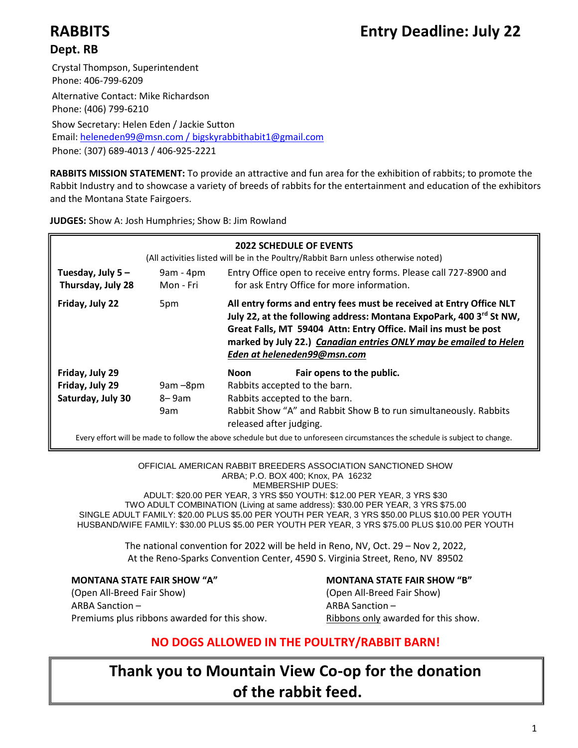# RABBITS

## Entry Deadline: July 22

### Dept. RB

Crystal Thompson, Superintendent
Phone: 406-799-6209

Alternative Contact: Mike Richardson
Phone: (406) 799-6210

Show Secretary: Helen Eden / Jackie Sutton
Email: heleneden99@msn.com / bigskyrabbithabit1@gmail.com
Phone: (307) 689-4013 / 406-925-2221

**RABBITS MISSION STATEMENT:** To provide an attractive and fun area for the exhibition of rabbits; to promote the Rabbit Industry and to showcase a variety of breeds of rabbits for the entertainment and education of the exhibitors and the Montana State Fairgoers.

**JUDGES:** Show A: Josh Humphries; Show B: Jim Rowland

**2022 SCHEDULE OF EVENTS**

(All activities listed will be in the Poultry/Rabbit Barn unless otherwise noted)

| | | |
|---|---|---|
| **Tuesday, July 5 – Thursday, July 28** | 9am - 4pm Mon - Fri | Entry Office open to receive entry forms. Please call 727-8900 and for ask Entry Office for more information. |
| **Friday, July 22** | 5pm | **All entry forms and entry fees must be received at Entry Office NLT July 22, at the following address: Montana ExpoPark, 400 3rd St NW, Great Falls, MT 59404 Attn: Entry Office. Mail ins must be post marked by July 22.) *Canadian entries ONLY may be emailed to Helen Eden at heleneden99@msn.com*** |
| **Friday, July 29** | | **Noon** **Fair opens to the public.** |
| **Friday, July 29** | 9am –8pm | Rabbits accepted to the barn. |
| **Saturday, July 30** | 8– 9am | Rabbits accepted to the barn. |
| | 9am | Rabbit Show "A" and Rabbit Show B to run simultaneously. Rabbits released after judging. |

Every effort will be made to follow the above schedule but due to unforeseen circumstances the schedule is subject to change.

OFFICIAL AMERICAN RABBIT BREEDERS ASSOCIATION SANCTIONED SHOW
ARBA; P.O. BOX 400; Knox, PA 16232
MEMBERSHIP DUES:
ADULT: $20.00 PER YEAR, 3 YRS $50 YOUTH: $12.00 PER YEAR, 3 YRS $30
TWO ADULT COMBINATION (Living at same address): $30.00 PER YEAR, 3 YRS $75.00
SINGLE ADULT FAMILY: $20.00 PLUS $5.00 PER YOUTH PER YEAR, 3 YRS $50.00 PLUS $10.00 PER YOUTH
HUSBAND/WIFE FAMILY: $30.00 PLUS $5.00 PER YOUTH PER YEAR, 3 YRS $75.00 PLUS $10.00 PER YOUTH

The national convention for 2022 will be held in Reno, NV, Oct. 29 – Nov 2, 2022,
At the Reno-Sparks Convention Center, 4590 S. Virginia Street, Reno, NV 89502

**MONTANA STATE FAIR SHOW "A"**
(Open All-Breed Fair Show)
ARBA Sanction –
Premiums plus ribbons awarded for this show.

**MONTANA STATE FAIR SHOW "B"**
(Open All-Breed Fair Show)
ARBA Sanction –
Ribbons only awarded for this show.

**NO DOGS ALLOWED IN THE POULTRY/RABBIT BARN!**

**Thank you to Mountain View Co-op for the donation of the rabbit feed.**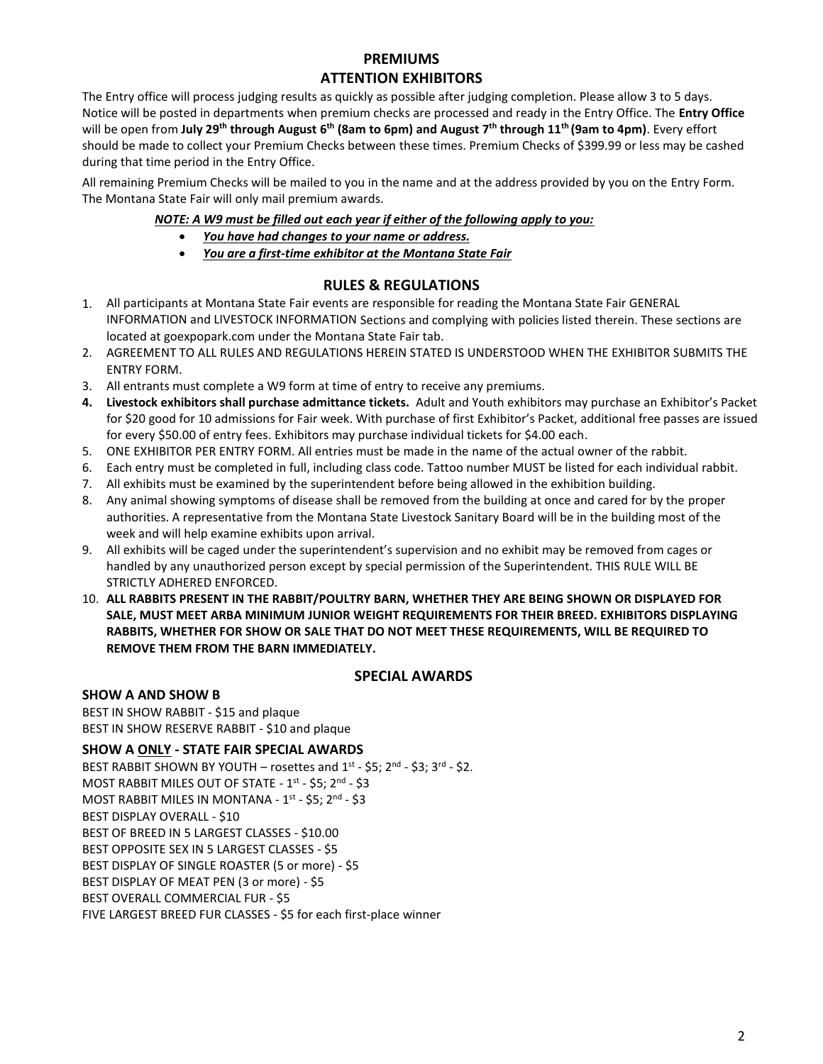## PREMIUMS

## ATTENTION EXHIBITORS

The Entry office will process judging results as quickly as possible after judging completion. Please allow 3 to 5 days. Notice will be posted in departments when premium checks are processed and ready in the Entry Office. The **Entry Office** will be open from **July 29th through August 6th (8am to 6pm) and August 7th through 11th (9am to 4pm)**. Every effort should be made to collect your Premium Checks between these times. Premium Checks of $399.99 or less may be cashed during that time period in the Entry Office.

All remaining Premium Checks will be mailed to you in the name and at the address provided by you on the Entry Form. The Montana State Fair will only mail premium awards.

***NOTE: A W9 must be filled out each year if either of the following apply to you:***

- ***You have had changes to your name or address.***
- ***You are a first-time exhibitor at the Montana State Fair***

## RULES & REGULATIONS

1. All participants at Montana State Fair events are responsible for reading the Montana State Fair GENERAL INFORMATION and LIVESTOCK INFORMATION Sections and complying with policies listed therein. These sections are located at goexpopark.com under the Montana State Fair tab.
2. AGREEMENT TO ALL RULES AND REGULATIONS HEREIN STATED IS UNDERSTOOD WHEN THE EXHIBITOR SUBMITS THE ENTRY FORM.
3. All entrants must complete a W9 form at time of entry to receive any premiums.
4. **Livestock exhibitors shall purchase admittance tickets.** Adult and Youth exhibitors may purchase an Exhibitor's Packet for $20 good for 10 admissions for Fair week. With purchase of first Exhibitor's Packet, additional free passes are issued for every $50.00 of entry fees. Exhibitors may purchase individual tickets for $4.00 each.
5. ONE EXHIBITOR PER ENTRY FORM. All entries must be made in the name of the actual owner of the rabbit.
6. Each entry must be completed in full, including class code. Tattoo number MUST be listed for each individual rabbit.
7. All exhibits must be examined by the superintendent before being allowed in the exhibition building.
8. Any animal showing symptoms of disease shall be removed from the building at once and cared for by the proper authorities. A representative from the Montana State Livestock Sanitary Board will be in the building most of the week and will help examine exhibits upon arrival.
9. All exhibits will be caged under the superintendent's supervision and no exhibit may be removed from cages or handled by any unauthorized person except by special permission of the Superintendent. THIS RULE WILL BE STRICTLY ADHERED ENFORCED.
10. **ALL RABBITS PRESENT IN THE RABBIT/POULTRY BARN, WHETHER THEY ARE BEING SHOWN OR DISPLAYED FOR SALE, MUST MEET ARBA MINIMUM JUNIOR WEIGHT REQUIREMENTS FOR THEIR BREED. EXHIBITORS DISPLAYING RABBITS, WHETHER FOR SHOW OR SALE THAT DO NOT MEET THESE REQUIREMENTS, WILL BE REQUIRED TO REMOVE THEM FROM THE BARN IMMEDIATELY.**

## SPECIAL AWARDS

### SHOW A AND SHOW B

BEST IN SHOW RABBIT - $15 and plaque
BEST IN SHOW RESERVE RABBIT - $10 and plaque

### SHOW A ONLY - STATE FAIR SPECIAL AWARDS

BEST RABBIT SHOWN BY YOUTH – rosettes and 1st - $5; 2nd - $3; 3rd - $2.
MOST RABBIT MILES OUT OF STATE - 1st - $5; 2nd - $3
MOST RABBIT MILES IN MONTANA - 1st - $5; 2nd - $3
BEST DISPLAY OVERALL - $10
BEST OF BREED IN 5 LARGEST CLASSES - $10.00
BEST OPPOSITE SEX IN 5 LARGEST CLASSES - $5
BEST DISPLAY OF SINGLE ROASTER (5 or more) - $5
BEST DISPLAY OF MEAT PEN (3 or more) - $5
BEST OVERALL COMMERCIAL FUR - $5
FIVE LARGEST BREED FUR CLASSES - $5 for each first-place winner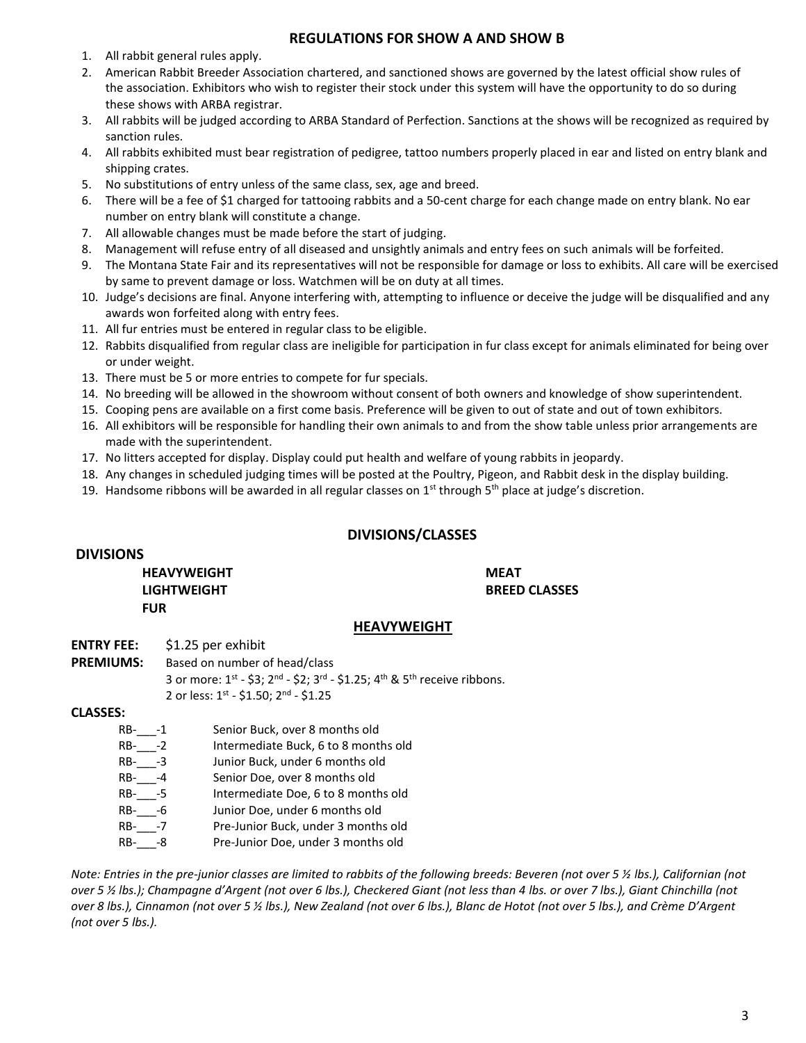## REGULATIONS FOR SHOW A AND SHOW B

1. All rabbit general rules apply.
2. American Rabbit Breeder Association chartered, and sanctioned shows are governed by the latest official show rules of the association. Exhibitors who wish to register their stock under this system will have the opportunity to do so during these shows with ARBA registrar.
3. All rabbits will be judged according to ARBA Standard of Perfection. Sanctions at the shows will be recognized as required by sanction rules.
4. All rabbits exhibited must bear registration of pedigree, tattoo numbers properly placed in ear and listed on entry blank and shipping crates.
5. No substitutions of entry unless of the same class, sex, age and breed.
6. There will be a fee of $1 charged for tattooing rabbits and a 50-cent charge for each change made on entry blank. No ear number on entry blank will constitute a change.
7. All allowable changes must be made before the start of judging.
8. Management will refuse entry of all diseased and unsightly animals and entry fees on such animals will be forfeited.
9. The Montana State Fair and its representatives will not be responsible for damage or loss to exhibits. All care will be exercised by same to prevent damage or loss. Watchmen will be on duty at all times.
10. Judge's decisions are final. Anyone interfering with, attempting to influence or deceive the judge will be disqualified and any awards won forfeited along with entry fees.
11. All fur entries must be entered in regular class to be eligible.
12. Rabbits disqualified from regular class are ineligible for participation in fur class except for animals eliminated for being over or under weight.
13. There must be 5 or more entries to compete for fur specials.
14. No breeding will be allowed in the showroom without consent of both owners and knowledge of show superintendent.
15. Cooping pens are available on a first come basis. Preference will be given to out of state and out of town exhibitors.
16. All exhibitors will be responsible for handling their own animals to and from the show table unless prior arrangements are made with the superintendent.
17. No litters accepted for display. Display could put health and welfare of young rabbits in jeopardy.
18. Any changes in scheduled judging times will be posted at the Poultry, Pigeon, and Rabbit desk in the display building.
19. Handsome ribbons will be awarded in all regular classes on 1st through 5th place at judge's discretion.

## DIVISIONS/CLASSES

**DIVISIONS**

- **HEAVYWEIGHT**
- **LIGHTWEIGHT**
- **FUR**
- **MEAT**
- **BREED CLASSES**

### HEAVYWEIGHT

**ENTRY FEE:** $1.25 per exhibit

**PREMIUMS:** Based on number of head/class
3 or more: 1st - $3; 2nd - $2; 3rd - $1.25; 4th & 5th receive ribbons.
2 or less: 1st - $1.50; 2nd - $1.25

**CLASSES:**

| | |
|---|---|
| RB-___-1 | Senior Buck, over 8 months old |
| RB-___-2 | Intermediate Buck, 6 to 8 months old |
| RB-___-3 | Junior Buck, under 6 months old |
| RB-___-4 | Senior Doe, over 8 months old |
| RB-___-5 | Intermediate Doe, 6 to 8 months old |
| RB-___-6 | Junior Doe, under 6 months old |
| RB-___-7 | Pre-Junior Buck, under 3 months old |
| RB-___-8 | Pre-Junior Doe, under 3 months old |

*Note: Entries in the pre-junior classes are limited to rabbits of the following breeds: Beveren (not over 5 ½ lbs.), Californian (not over 5 ½ lbs.); Champagne d'Argent (not over 6 lbs.), Checkered Giant (not less than 4 lbs. or over 7 lbs.), Giant Chinchilla (not over 8 lbs.), Cinnamon (not over 5 ½ lbs.), New Zealand (not over 6 lbs.), Blanc de Hotot (not over 5 lbs.), and Crème D'Argent (not over 5 lbs.).*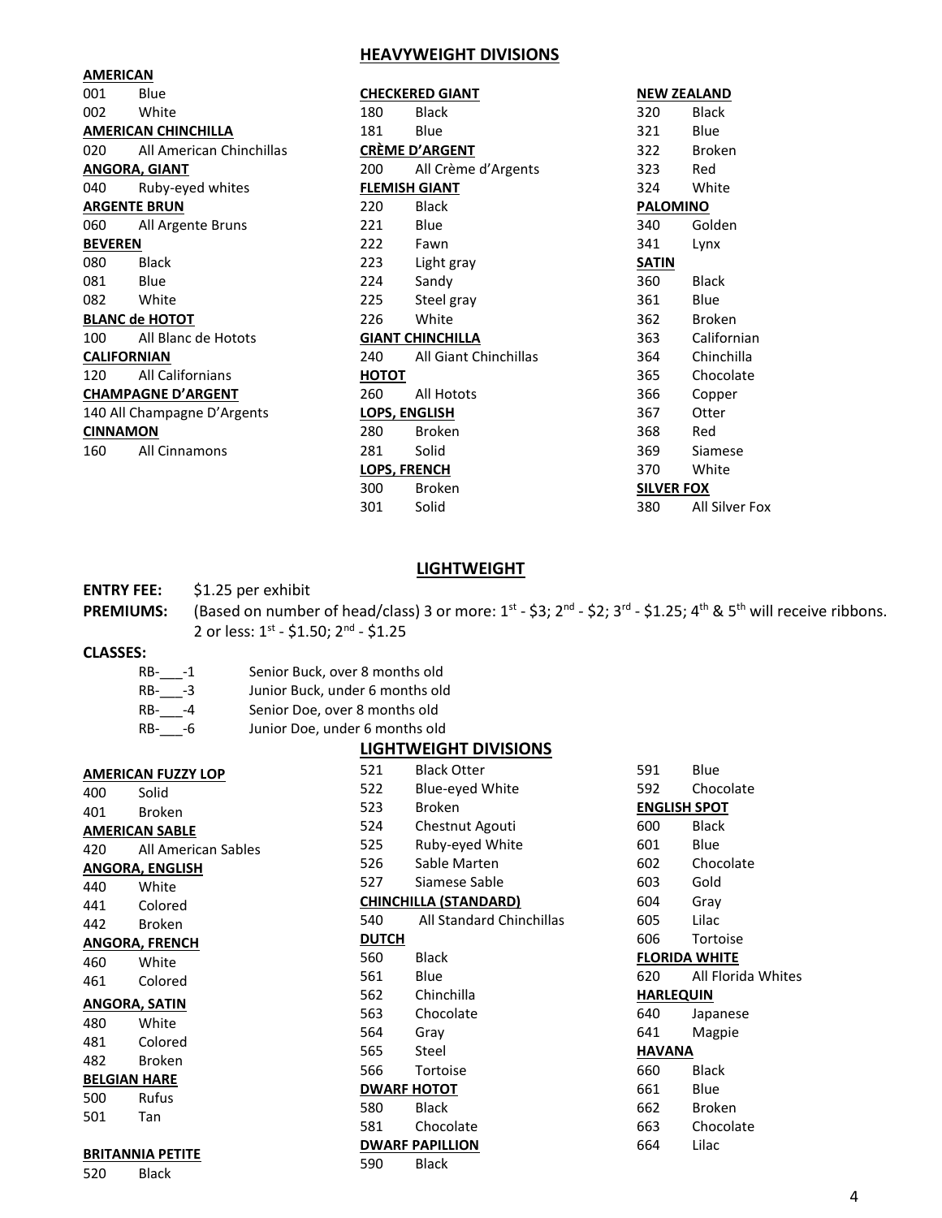## HEAVYWEIGHT DIVISIONS

**AMERICAN**
001 Blue
002 White

**AMERICAN CHINCHILLA**
020 All American Chinchillas

**ANGORA, GIANT**
040 Ruby-eyed whites

**ARGENTE BRUN**
060 All Argente Bruns

**BEVEREN**
080 Black
081 Blue
082 White

**BLANC de HOTOT**
100 All Blanc de Hotots

**CALIFORNIAN**
120 All Californians

**CHAMPAGNE D'ARGENT**
140 All Champagne D'Argents

**CINNAMON**
160 All Cinnamons

**CHECKERED GIANT**
180 Black
181 Blue

**CRÈME D'ARGENT**
200 All Crème d'Argents

**FLEMISH GIANT**
220 Black
221 Blue
222 Fawn
223 Light gray
224 Sandy
225 Steel gray
226 White

**GIANT CHINCHILLA**
240 All Giant Chinchillas

**HOTOT**
260 All Hotots

**LOPS, ENGLISH**
280 Broken
281 Solid

**LOPS, FRENCH**
300 Broken
301 Solid

**NEW ZEALAND**
320 Black
321 Blue
322 Broken
323 Red
324 White

**PALOMINO**
340 Golden
341 Lynx

**SATIN**
360 Black
361 Blue
362 Broken
363 Californian
364 Chinchilla
365 Chocolate
366 Copper
367 Otter
368 Red
369 Siamese
370 White

**SILVER FOX**
380 All Silver Fox

## LIGHTWEIGHT

**ENTRY FEE:** $1.25 per exhibit

**PREMIUMS:** (Based on number of head/class) 3 or more: 1st - $3; 2nd - $2; 3rd - $1.25; 4th & 5th will receive ribbons.
2 or less: 1st - $1.50; 2nd - $1.25

**CLASSES:**

RB-___-1 Senior Buck, over 8 months old
RB-___-3 Junior Buck, under 6 months old
RB-___-4 Senior Doe, over 8 months old
RB-___-6 Junior Doe, under 6 months old

## LIGHTWEIGHT DIVISIONS

**AMERICAN FUZZY LOP**
400 Solid
401 Broken

**AMERICAN SABLE**
420 All American Sables

**ANGORA, ENGLISH**
440 White
441 Colored
442 Broken

**ANGORA, FRENCH**
460 White
461 Colored

**ANGORA, SATIN**
480 White
481 Colored
482 Broken

**BELGIAN HARE**
500 Rufus
501 Tan

**BRITANNIA PETITE**
520 Black
521 Black Otter
522 Blue-eyed White
523 Broken
524 Chestnut Agouti
525 Ruby-eyed White
526 Sable Marten
527 Siamese Sable

**CHINCHILLA (STANDARD)**
540 All Standard Chinchillas

**DUTCH**
560 Black
561 Blue
562 Chinchilla
563 Chocolate
564 Gray
565 Steel
566 Tortoise

**DWARF HOTOT**
580 Black
581 Chocolate

**DWARF PAPILLION**
590 Black
591 Blue
592 Chocolate

**ENGLISH SPOT**
600 Black
601 Blue
602 Chocolate
603 Gold
604 Gray
605 Lilac
606 Tortoise

**FLORIDA WHITE**
620 All Florida Whites

**HARLEQUIN**
640 Japanese
641 Magpie

**HAVANA**
660 Black
661 Blue
662 Broken
663 Chocolate
664 Lilac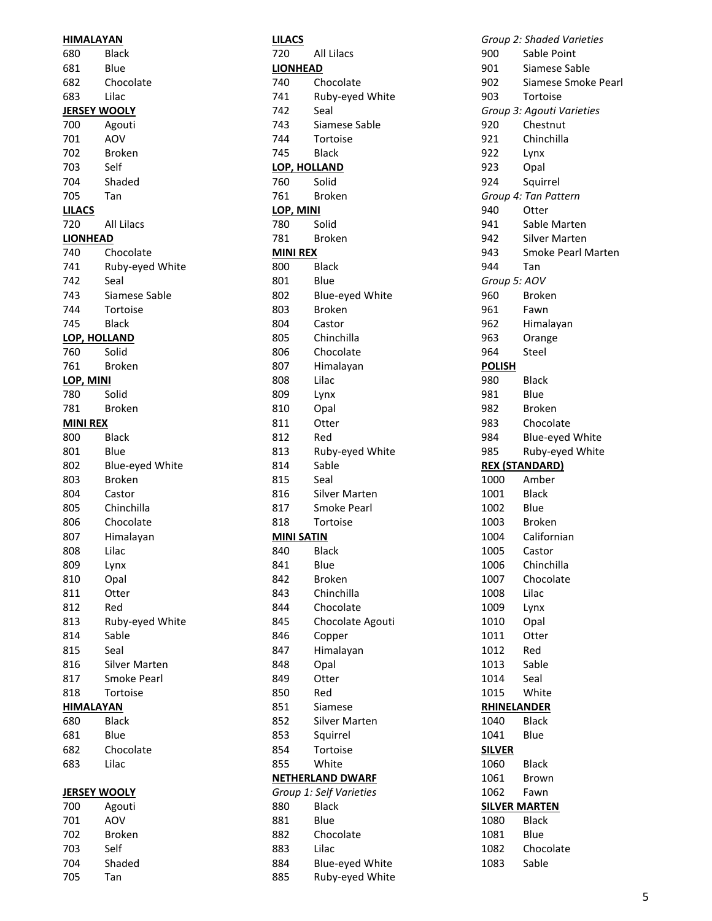**HIMALAYAN**

680 Black
681 Blue
682 Chocolate
683 Lilac

**JERSEY WOOLY**

700 Agouti
701 AOV
702 Broken
703 Self
704 Shaded
705 Tan

**LILACS**

720 All Lilacs

**LIONHEAD**

740 Chocolate
741 Ruby-eyed White
742 Seal
743 Siamese Sable
744 Tortoise
745 Black

**LOP, HOLLAND**

760 Solid
761 Broken

**LOP, MINI**

780 Solid
781 Broken

**MINI REX**

800 Black
801 Blue
802 Blue-eyed White
803 Broken
804 Castor
805 Chinchilla
806 Chocolate
807 Himalayan
808 Lilac
809 Lynx
810 Opal
811 Otter
812 Red
813 Ruby-eyed White
814 Sable
815 Seal
816 Silver Marten
817 Smoke Pearl
818 Tortoise

**HIMALAYAN**

680 Black
681 Blue
682 Chocolate
683 Lilac

**JERSEY WOOLY**

700 Agouti
701 AOV
702 Broken
703 Self
704 Shaded
705 Tan

**LILACS**

720 All Lilacs

**LIONHEAD**

740 Chocolate
741 Ruby-eyed White
742 Seal
743 Siamese Sable
744 Tortoise
745 Black

**LOP, HOLLAND**

760 Solid
761 Broken

**LOP, MINI**

780 Solid
781 Broken

**MINI REX**

800 Black
801 Blue
802 Blue-eyed White
803 Broken
804 Castor
805 Chinchilla
806 Chocolate
807 Himalayan
808 Lilac
809 Lynx
810 Opal
811 Otter
812 Red
813 Ruby-eyed White
814 Sable
815 Seal
816 Silver Marten
817 Smoke Pearl
818 Tortoise

**MINI SATIN**

840 Black
841 Blue
842 Broken
843 Chinchilla
844 Chocolate
845 Chocolate Agouti
846 Copper
847 Himalayan
848 Opal
849 Otter
850 Red
851 Siamese
852 Silver Marten
853 Squirrel
854 Tortoise
855 White

**NETHERLAND DWARF**

*Group 1: Self Varieties*

880 Black
881 Blue
882 Chocolate
883 Lilac
884 Blue-eyed White
885 Ruby-eyed White

*Group 2: Shaded Varieties*

900 Sable Point
901 Siamese Sable
902 Siamese Smoke Pearl
903 Tortoise

*Group 3: Agouti Varieties*

920 Chestnut
921 Chinchilla
922 Lynx
923 Opal
924 Squirrel

*Group 4: Tan Pattern*

940 Otter
941 Sable Marten
942 Silver Marten
943 Smoke Pearl Marten
944 Tan

*Group 5: AOV*

960 Broken
961 Fawn
962 Himalayan
963 Orange
964 Steel

**POLISH**

980 Black
981 Blue
982 Broken
983 Chocolate
984 Blue-eyed White
985 Ruby-eyed White

**REX (STANDARD)**

1000 Amber
1001 Black
1002 Blue
1003 Broken
1004 Californian
1005 Castor
1006 Chinchilla
1007 Chocolate
1008 Lilac
1009 Lynx
1010 Opal
1011 Otter
1012 Red
1013 Sable
1014 Seal
1015 White

**RHINELANDER**

1040 Black
1041 Blue

**SILVER**

1060 Black
1061 Brown
1062 Fawn

**SILVER MARTEN**

1080 Black
1081 Blue
1082 Chocolate
1083 Sable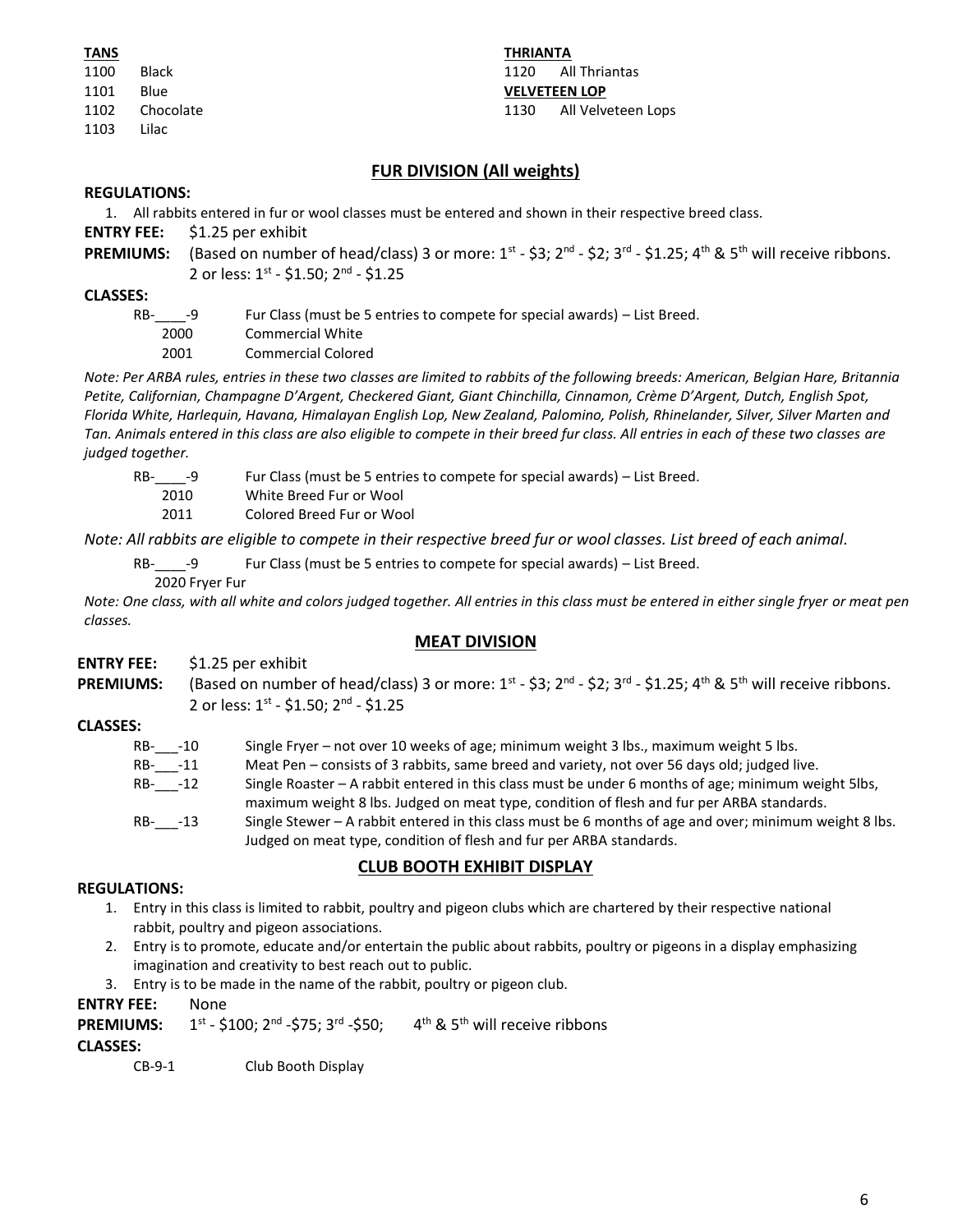**TANS**

1100 Black
1101 Blue
1102 Chocolate
1103 Lilac

**THRIANTA**

1120 All Thriantas

**VELVETEEN LOP**

1130 All Velveteen Lops

## FUR DIVISION (All weights)

**REGULATIONS:**

1. All rabbits entered in fur or wool classes must be entered and shown in their respective breed class.

**ENTRY FEE:** $1.25 per exhibit

**PREMIUMS:** (Based on number of head/class) 3 or more: 1st - $3; 2nd - $2; 3rd - $1.25; 4th & 5th will receive ribbons. 2 or less: 1st - $1.50; 2nd - $1.25

**CLASSES:**

RB-____-9 Fur Class (must be 5 entries to compete for special awards) – List Breed.
2000 Commercial White
2001 Commercial Colored

*Note: Per ARBA rules, entries in these two classes are limited to rabbits of the following breeds: American, Belgian Hare, Britannia Petite, Californian, Champagne D'Argent, Checkered Giant, Giant Chinchilla, Cinnamon, Crème D'Argent, Dutch, English Spot, Florida White, Harlequin, Havana, Himalayan English Lop, New Zealand, Palomino, Polish, Rhinelander, Silver, Silver Marten and Tan. Animals entered in this class are also eligible to compete in their breed fur class. All entries in each of these two classes are judged together.*

RB-____-9 Fur Class (must be 5 entries to compete for special awards) – List Breed.
2010 White Breed Fur or Wool
2011 Colored Breed Fur or Wool

*Note: All rabbits are eligible to compete in their respective breed fur or wool classes. List breed of each animal.*

RB-____-9 Fur Class (must be 5 entries to compete for special awards) – List Breed.
2020 Fryer Fur

*Note: One class, with all white and colors judged together. All entries in this class must be entered in either single fryer or meat pen classes.*

## MEAT DIVISION

**ENTRY FEE:** $1.25 per exhibit

**PREMIUMS:** (Based on number of head/class) 3 or more: 1st - $3; 2nd - $2; 3rd - $1.25; 4th & 5th will receive ribbons. 2 or less: 1st - $1.50; 2nd - $1.25

**CLASSES:**

RB-___-10 Single Fryer – not over 10 weeks of age; minimum weight 3 lbs., maximum weight 5 lbs.
RB-___-11 Meat Pen – consists of 3 rabbits, same breed and variety, not over 56 days old; judged live.
RB-___-12 Single Roaster – A rabbit entered in this class must be under 6 months of age; minimum weight 5lbs, maximum weight 8 lbs. Judged on meat type, condition of flesh and fur per ARBA standards.
RB-___-13 Single Stewer – A rabbit entered in this class must be 6 months of age and over; minimum weight 8 lbs. Judged on meat type, condition of flesh and fur per ARBA standards.

## CLUB BOOTH EXHIBIT DISPLAY

**REGULATIONS:**

1. Entry in this class is limited to rabbit, poultry and pigeon clubs which are chartered by their respective national rabbit, poultry and pigeon associations.
2. Entry is to promote, educate and/or entertain the public about rabbits, poultry or pigeons in a display emphasizing imagination and creativity to best reach out to public.
3. Entry is to be made in the name of the rabbit, poultry or pigeon club.

**ENTRY FEE:** None

**PREMIUMS:** 1st - $100; 2nd -$75; 3rd -$50; 4th & 5th will receive ribbons

**CLASSES:**

CB-9-1 Club Booth Display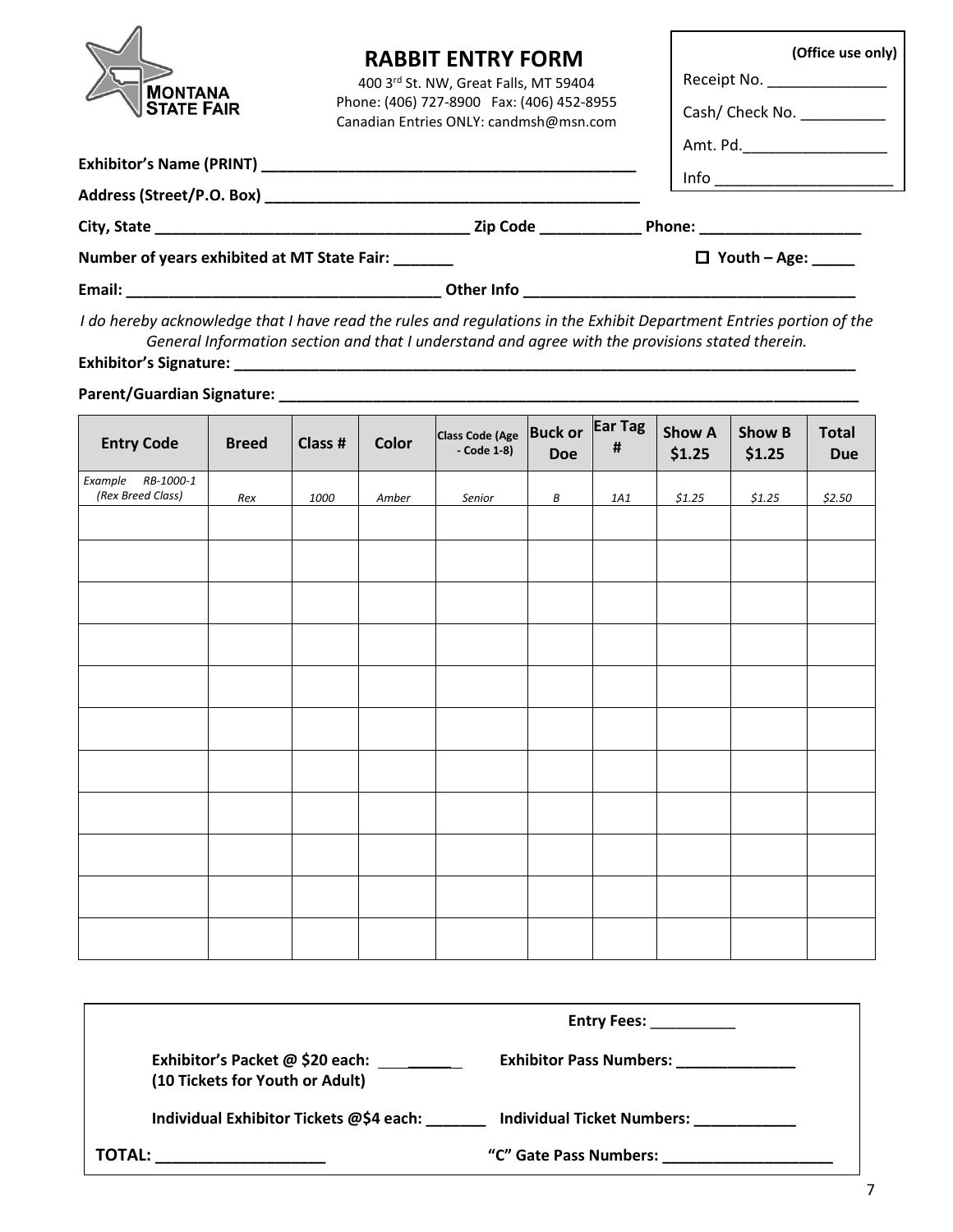MONTANA STATE FAIR

# RABBIT ENTRY FORM

400 3rd St. NW, Great Falls, MT 59404
Phone: (406) 727-8900 Fax: (406) 452-8955
Canadian Entries ONLY: candmsh@msn.com

**(Office use only)**
Receipt No. ______________
Cash/ Check No. __________
Amt. Pd.________________
Info ____________________

**Exhibitor's Name (PRINT)** ____________________________________________

**Address (Street/P.O. Box)** ____________________________________________

**City, State** ____________________________________ **Zip Code** ____________ **Phone:** ___________________

**Number of years exhibited at MT State Fair:** _______ ☐ **Youth – Age:** _____

**Email:** ____________________________________ **Other Info** _______________________________________

*I do hereby acknowledge that I have read the rules and regulations in the Exhibit Department Entries portion of the General Information section and that I understand and agree with the provisions stated therein.*

**Exhibitor's Signature:** ___________________________________________________________________________

**Parent/Guardian Signature:** _______________________________________________________________________

| Entry Code | Breed | Class # | Color | Class Code (Age - Code 1-8) | Buck or Doe | Ear Tag # | Show A $1.25 | Show B $1.25 | Total Due |
|---|---|---|---|---|---|---|---|---|---|
| *Example RB-1000-1 (Rex Breed Class)* | *Rex* | *1000* | *Amber* | *Senior* | *B* | *1A1* | *$1.25* | *$1.25* | *$2.50* |
| | | | | | | | | | |
| | | | | | | | | | |
| | | | | | | | | | |
| | | | | | | | | | |
| | | | | | | | | | |
| | | | | | | | | | |
| | | | | | | | | | |
| | | | | | | | | | |
| | | | | | | | | | |
| | | | | | | | | | |
| | | | | | | | | | |

**Entry Fees:** __________

**Exhibitor's Packet @ $20 each:** _____
**(10 Tickets for Youth or Adult)**

**Exhibitor Pass Numbers:** ______________

**Individual Exhibitor Tickets @$4 each:** _______

**Individual Ticket Numbers:** ____________

**TOTAL:** ___________________

**"C" Gate Pass Numbers:** ____________________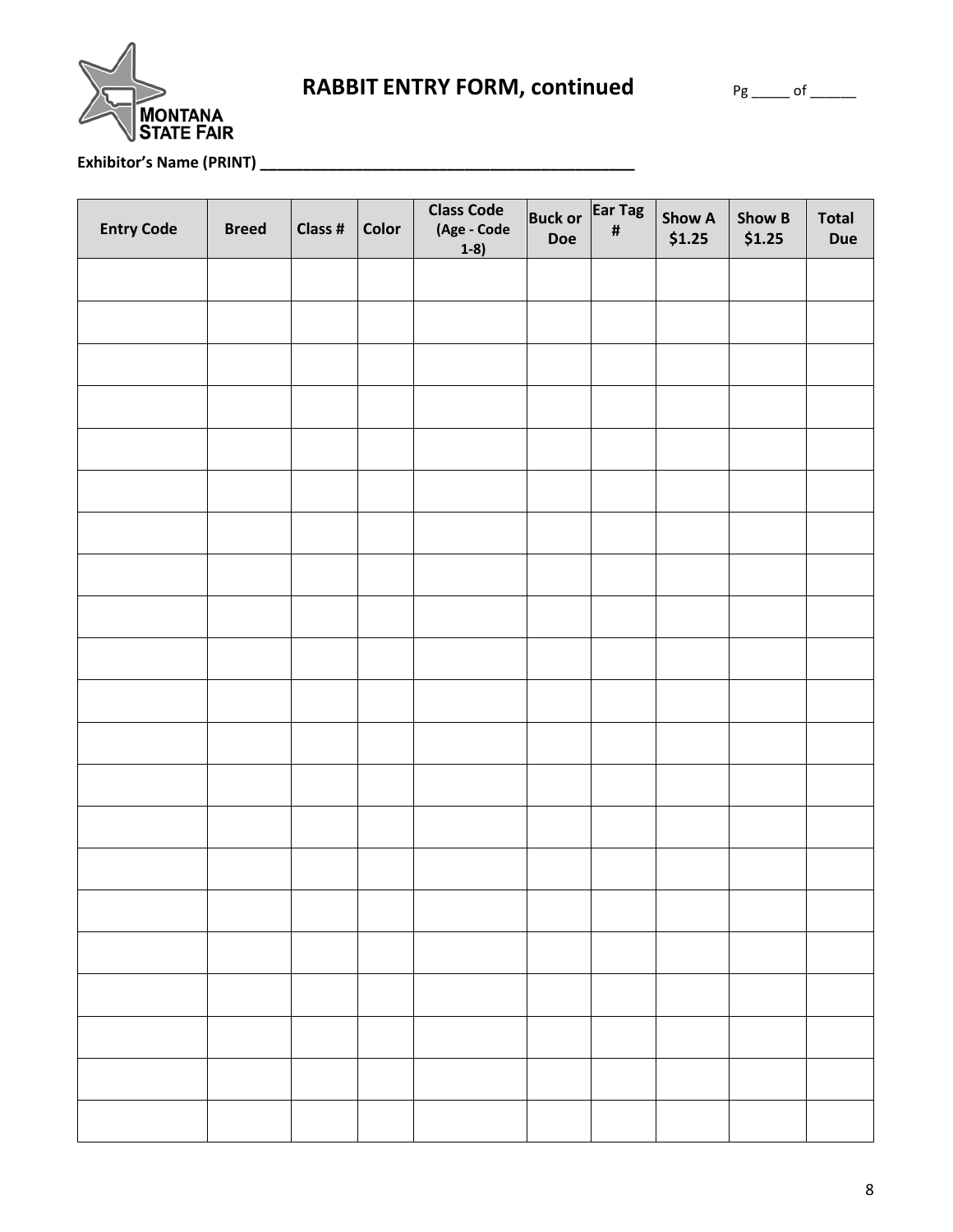# RABBIT ENTRY FORM, continued

Pg _____ of ______

**Exhibitor's Name (PRINT) _____________________________________________**

| Entry Code | Breed | Class # | Color | Class Code (Age - Code 1-8) | Buck or Doe | Ear Tag # | Show A $1.25 | Show B $1.25 | Total Due |
|---|---|---|---|---|---|---|---|---|---|
| | | | | | | | | | |
| | | | | | | | | | |
| | | | | | | | | | |
| | | | | | | | | | |
| | | | | | | | | | |
| | | | | | | | | | |
| | | | | | | | | | |
| | | | | | | | | | |
| | | | | | | | | | |
| | | | | | | | | | |
| | | | | | | | | | |
| | | | | | | | | | |
| | | | | | | | | | |
| | | | | | | | | | |
| | | | | | | | | | |
| | | | | | | | | | |
| | | | | | | | | | |
| | | | | | | | | | |
| | | | | | | | | | |
| | | | | | | | | | |
| | | | | | | | | | |